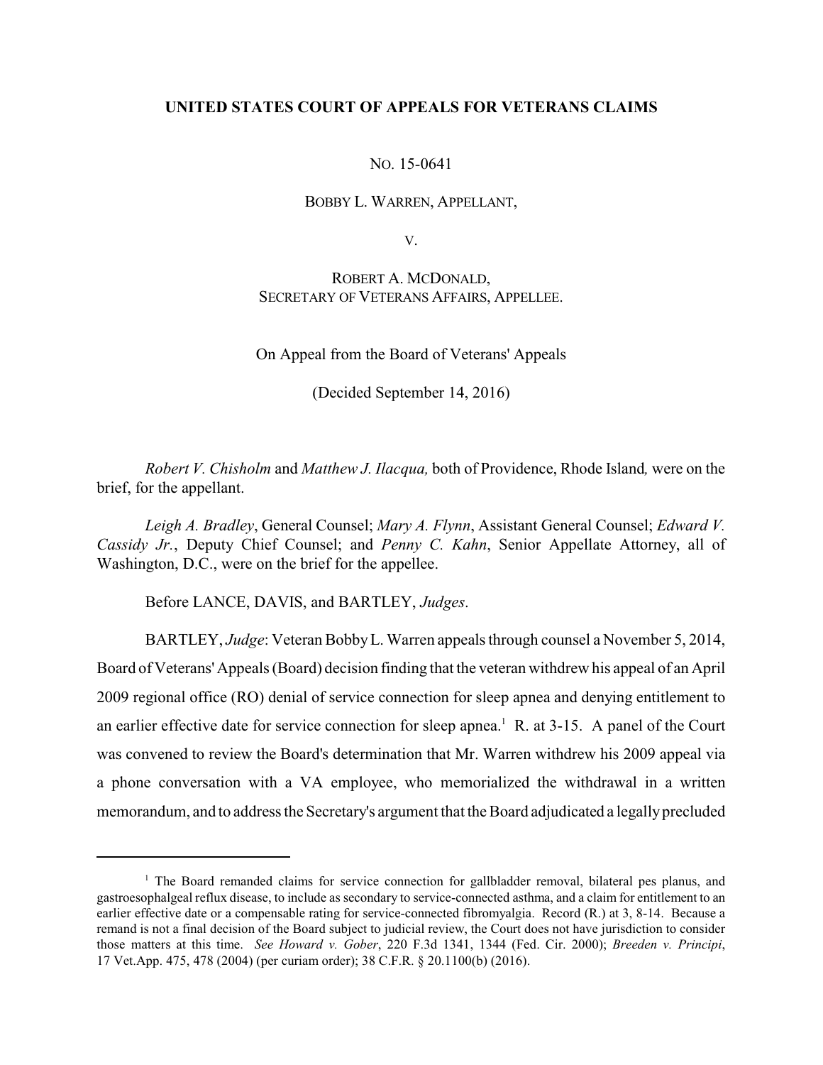**UNITED STATES COURT OF APPEALS FOR VETERANS CLAIMS**

NO. 15-0641

BOBBY L. WARREN, APPELLANT,

V.

ROBERT A. MCDONALD,
SECRETARY OF VETERANS AFFAIRS, APPELLEE.

On Appeal from the Board of Veterans' Appeals

(Decided September 14, 2016)

*Robert V. Chisholm* and *Matthew J. Ilacqua,* both of Providence, Rhode Island*,* were on the brief, for the appellant.

*Leigh A. Bradley*, General Counsel; *Mary A. Flynn*, Assistant General Counsel; *Edward V. Cassidy Jr.*, Deputy Chief Counsel; and *Penny C. Kahn*, Senior Appellate Attorney, all of Washington, D.C., were on the brief for the appellee.

Before LANCE, DAVIS, and BARTLEY, *Judges*.

BARTLEY, *Judge*: Veteran Bobby L. Warren appeals through counsel a November 5, 2014, Board of Veterans' Appeals (Board) decision finding that the veteran withdrew his appeal of an April 2009 regional office (RO) denial of service connection for sleep apnea and denying entitlement to an earlier effective date for service connection for sleep apnea.[1] R. at 3-15. A panel of the Court was convened to review the Board's determination that Mr. Warren withdrew his 2009 appeal via a phone conversation with a VA employee, who memorialized the withdrawal in a written memorandum, and to address the Secretary's argument that the Board adjudicated a legally precluded

[1] The Board remanded claims for service connection for gallbladder removal, bilateral pes planus, and gastroesophalgeal reflux disease, to include as secondary to service-connected asthma, and a claim for entitlement to an earlier effective date or a compensable rating for service-connected fibromyalgia. Record (R.) at 3, 8-14. Because a remand is not a final decision of the Board subject to judicial review, the Court does not have jurisdiction to consider those matters at this time. *See Howard v. Gober*, 220 F.3d 1341, 1344 (Fed. Cir. 2000); *Breeden v. Principi*, 17 Vet.App. 475, 478 (2004) (per curiam order); 38 C.F.R. § 20.1100(b) (2016).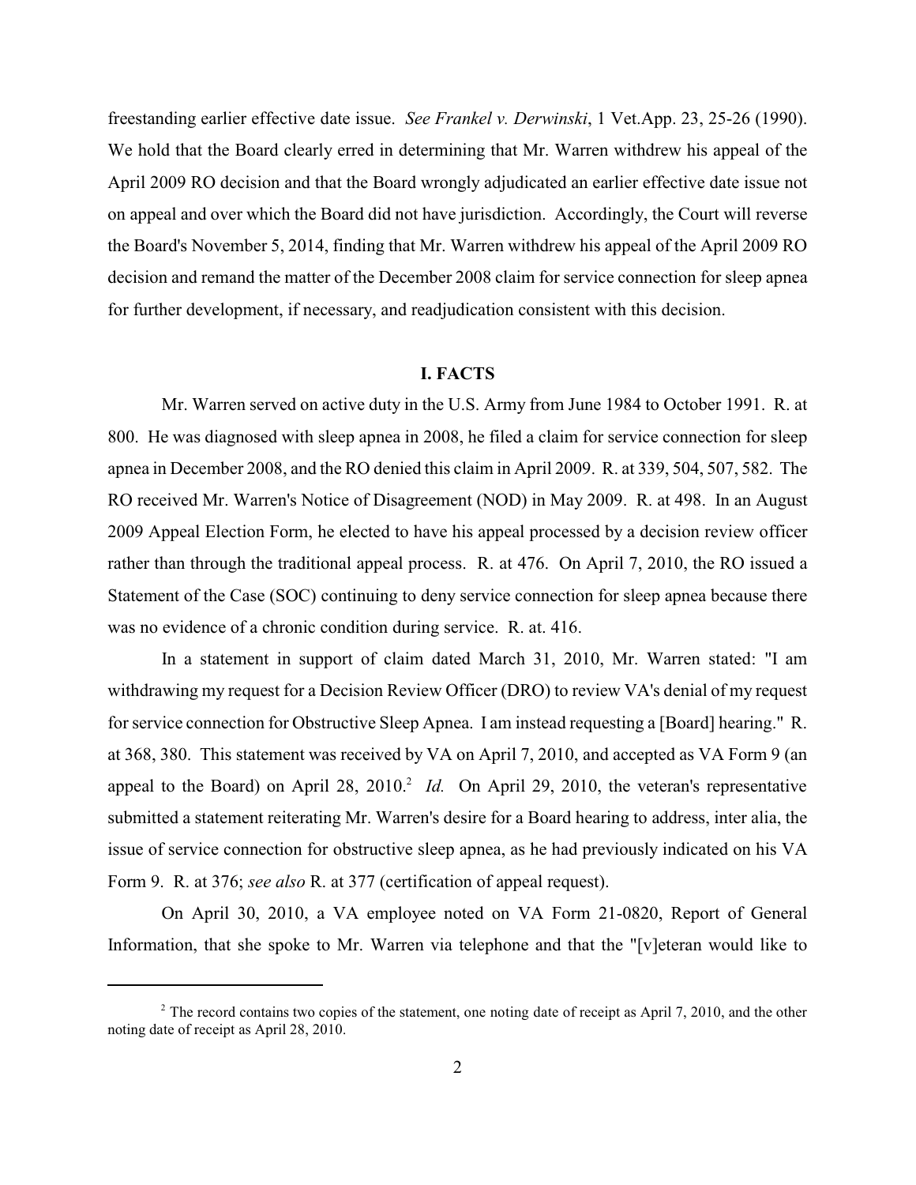freestanding earlier effective date issue. *See Frankel v. Derwinski*, 1 Vet.App. 23, 25-26 (1990). We hold that the Board clearly erred in determining that Mr. Warren withdrew his appeal of the April 2009 RO decision and that the Board wrongly adjudicated an earlier effective date issue not on appeal and over which the Board did not have jurisdiction. Accordingly, the Court will reverse the Board's November 5, 2014, finding that Mr. Warren withdrew his appeal of the April 2009 RO decision and remand the matter of the December 2008 claim for service connection for sleep apnea for further development, if necessary, and readjudication consistent with this decision.

## I. FACTS

Mr. Warren served on active duty in the U.S. Army from June 1984 to October 1991. R. at 800. He was diagnosed with sleep apnea in 2008, he filed a claim for service connection for sleep apnea in December 2008, and the RO denied this claim in April 2009. R. at 339, 504, 507, 582. The RO received Mr. Warren's Notice of Disagreement (NOD) in May 2009. R. at 498. In an August 2009 Appeal Election Form, he elected to have his appeal processed by a decision review officer rather than through the traditional appeal process. R. at 476. On April 7, 2010, the RO issued a Statement of the Case (SOC) continuing to deny service connection for sleep apnea because there was no evidence of a chronic condition during service. R. at. 416.

In a statement in support of claim dated March 31, 2010, Mr. Warren stated: "I am withdrawing my request for a Decision Review Officer (DRO) to review VA's denial of my request for service connection for Obstructive Sleep Apnea. I am instead requesting a [Board] hearing." R. at 368, 380. This statement was received by VA on April 7, 2010, and accepted as VA Form 9 (an appeal to the Board) on April 28, 2010.[2] *Id.* On April 29, 2010, the veteran's representative submitted a statement reiterating Mr. Warren's desire for a Board hearing to address, inter alia, the issue of service connection for obstructive sleep apnea, as he had previously indicated on his VA Form 9. R. at 376; *see also* R. at 377 (certification of appeal request).

On April 30, 2010, a VA employee noted on VA Form 21-0820, Report of General Information, that she spoke to Mr. Warren via telephone and that the "[v]eteran would like to

[2] The record contains two copies of the statement, one noting date of receipt as April 7, 2010, and the other noting date of receipt as April 28, 2010.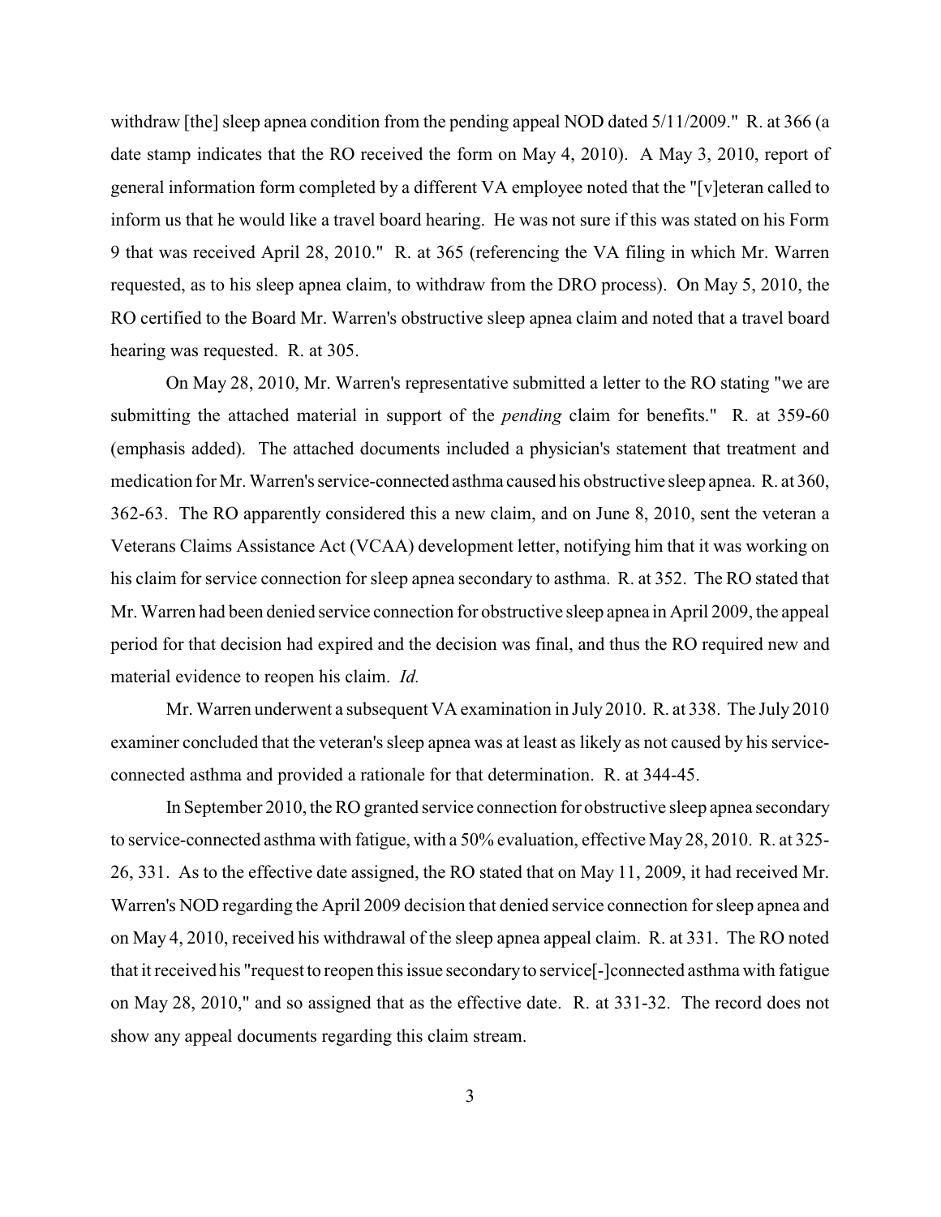withdraw [the] sleep apnea condition from the pending appeal NOD dated 5/11/2009." R. at 366 (a date stamp indicates that the RO received the form on May 4, 2010). A May 3, 2010, report of general information form completed by a different VA employee noted that the "[v]eteran called to inform us that he would like a travel board hearing. He was not sure if this was stated on his Form 9 that was received April 28, 2010." R. at 365 (referencing the VA filing in which Mr. Warren requested, as to his sleep apnea claim, to withdraw from the DRO process). On May 5, 2010, the RO certified to the Board Mr. Warren's obstructive sleep apnea claim and noted that a travel board hearing was requested. R. at 305.

On May 28, 2010, Mr. Warren's representative submitted a letter to the RO stating "we are submitting the attached material in support of the *pending* claim for benefits." R. at 359-60 (emphasis added). The attached documents included a physician's statement that treatment and medication for Mr. Warren's service-connected asthma caused his obstructive sleep apnea. R. at 360, 362-63. The RO apparently considered this a new claim, and on June 8, 2010, sent the veteran a Veterans Claims Assistance Act (VCAA) development letter, notifying him that it was working on his claim for service connection for sleep apnea secondary to asthma. R. at 352. The RO stated that Mr. Warren had been denied service connection for obstructive sleep apnea in April 2009, the appeal period for that decision had expired and the decision was final, and thus the RO required new and material evidence to reopen his claim. *Id.*

Mr. Warren underwent a subsequent VA examination in July 2010. R. at 338. The July 2010 examiner concluded that the veteran's sleep apnea was at least as likely as not caused by his service-connected asthma and provided a rationale for that determination. R. at 344-45.

In September 2010, the RO granted service connection for obstructive sleep apnea secondary to service-connected asthma with fatigue, with a 50% evaluation, effective May 28, 2010. R. at 325-26, 331. As to the effective date assigned, the RO stated that on May 11, 2009, it had received Mr. Warren's NOD regarding the April 2009 decision that denied service connection for sleep apnea and on May 4, 2010, received his withdrawal of the sleep apnea appeal claim. R. at 331. The RO noted that it received his "request to reopen this issue secondary to service[-]connected asthma with fatigue on May 28, 2010," and so assigned that as the effective date. R. at 331-32. The record does not show any appeal documents regarding this claim stream.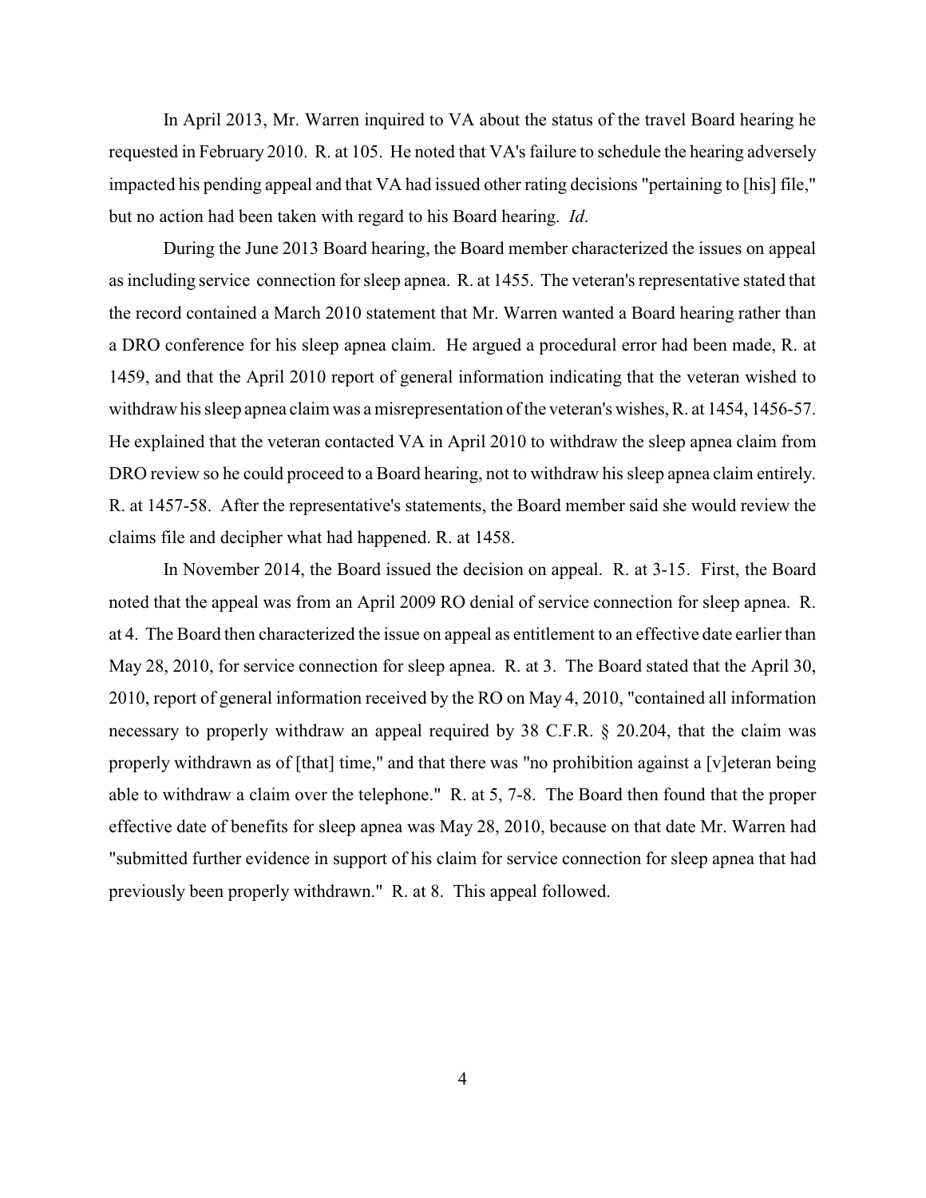In April 2013, Mr. Warren inquired to VA about the status of the travel Board hearing he requested in February 2010. R. at 105. He noted that VA's failure to schedule the hearing adversely impacted his pending appeal and that VA had issued other rating decisions "pertaining to [his] file," but no action had been taken with regard to his Board hearing. *Id*.

During the June 2013 Board hearing, the Board member characterized the issues on appeal as including service connection for sleep apnea. R. at 1455. The veteran's representative stated that the record contained a March 2010 statement that Mr. Warren wanted a Board hearing rather than a DRO conference for his sleep apnea claim. He argued a procedural error had been made, R. at 1459, and that the April 2010 report of general information indicating that the veteran wished to withdraw his sleep apnea claim was a misrepresentation of the veteran's wishes, R. at 1454, 1456-57. He explained that the veteran contacted VA in April 2010 to withdraw the sleep apnea claim from DRO review so he could proceed to a Board hearing, not to withdraw his sleep apnea claim entirely. R. at 1457-58. After the representative's statements, the Board member said she would review the claims file and decipher what had happened. R. at 1458.

In November 2014, the Board issued the decision on appeal. R. at 3-15. First, the Board noted that the appeal was from an April 2009 RO denial of service connection for sleep apnea. R. at 4. The Board then characterized the issue on appeal as entitlement to an effective date earlier than May 28, 2010, for service connection for sleep apnea. R. at 3. The Board stated that the April 30, 2010, report of general information received by the RO on May 4, 2010, "contained all information necessary to properly withdraw an appeal required by 38 C.F.R. § 20.204, that the claim was properly withdrawn as of [that] time," and that there was "no prohibition against a [v]eteran being able to withdraw a claim over the telephone." R. at 5, 7-8. The Board then found that the proper effective date of benefits for sleep apnea was May 28, 2010, because on that date Mr. Warren had "submitted further evidence in support of his claim for service connection for sleep apnea that had previously been properly withdrawn." R. at 8. This appeal followed.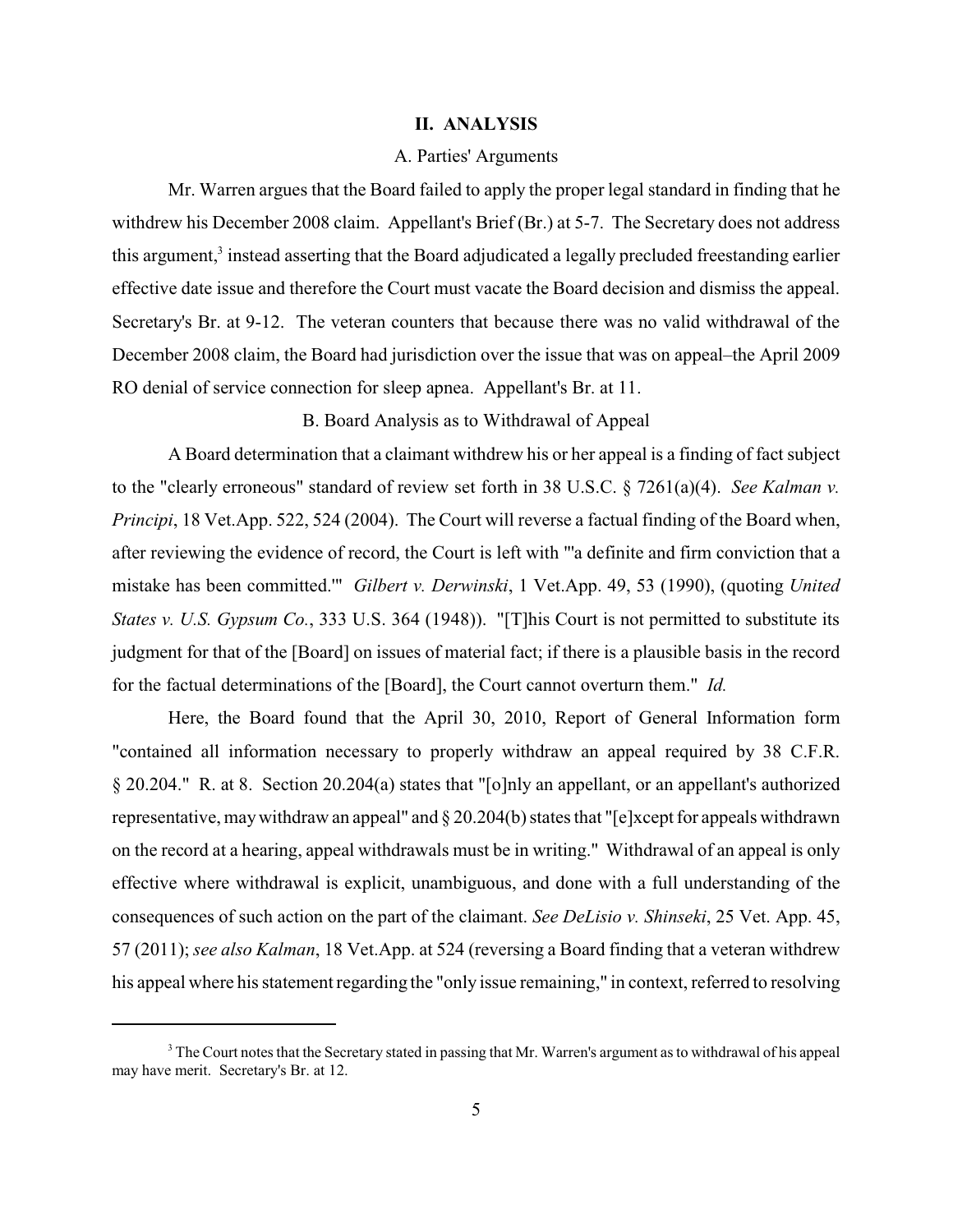## II. ANALYSIS

### A. Parties' Arguments

Mr. Warren argues that the Board failed to apply the proper legal standard in finding that he withdrew his December 2008 claim. Appellant's Brief (Br.) at 5-7. The Secretary does not address this argument,[3] instead asserting that the Board adjudicated a legally precluded freestanding earlier effective date issue and therefore the Court must vacate the Board decision and dismiss the appeal. Secretary's Br. at 9-12. The veteran counters that because there was no valid withdrawal of the December 2008 claim, the Board had jurisdiction over the issue that was on appeal–the April 2009 RO denial of service connection for sleep apnea. Appellant's Br. at 11.

### B. Board Analysis as to Withdrawal of Appeal

A Board determination that a claimant withdrew his or her appeal is a finding of fact subject to the "clearly erroneous" standard of review set forth in 38 U.S.C. § 7261(a)(4). *See Kalman v. Principi*, 18 Vet.App. 522, 524 (2004). The Court will reverse a factual finding of the Board when, after reviewing the evidence of record, the Court is left with "'a definite and firm conviction that a mistake has been committed.'" *Gilbert v. Derwinski*, 1 Vet.App. 49, 53 (1990), (quoting *United States v. U.S. Gypsum Co.*, 333 U.S. 364 (1948)). "[T]his Court is not permitted to substitute its judgment for that of the [Board] on issues of material fact; if there is a plausible basis in the record for the factual determinations of the [Board], the Court cannot overturn them." *Id.*

Here, the Board found that the April 30, 2010, Report of General Information form "contained all information necessary to properly withdraw an appeal required by 38 C.F.R. § 20.204." R. at 8. Section 20.204(a) states that "[o]nly an appellant, or an appellant's authorized representative, may withdraw an appeal" and § 20.204(b) states that "[e]xcept for appeals withdrawn on the record at a hearing, appeal withdrawals must be in writing." Withdrawal of an appeal is only effective where withdrawal is explicit, unambiguous, and done with a full understanding of the consequences of such action on the part of the claimant. *See DeLisio v. Shinseki*, 25 Vet. App. 45, 57 (2011); *see also Kalman*, 18 Vet.App. at 524 (reversing a Board finding that a veteran withdrew his appeal where his statement regarding the "only issue remaining," in context, referred to resolving

---

[3] The Court notes that the Secretary stated in passing that Mr. Warren's argument as to withdrawal of his appeal may have merit. Secretary's Br. at 12.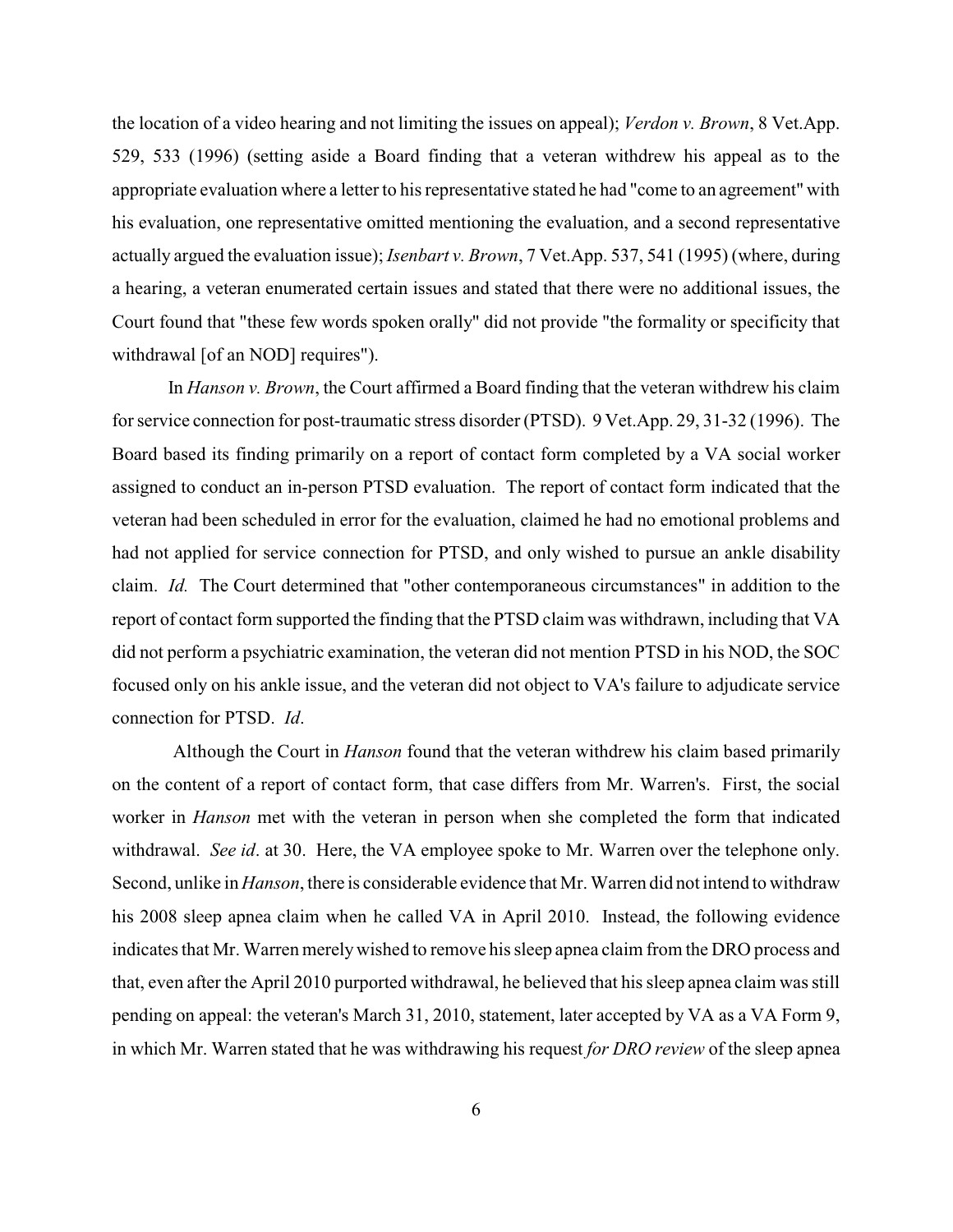the location of a video hearing and not limiting the issues on appeal); *Verdon v. Brown*, 8 Vet.App. 529, 533 (1996) (setting aside a Board finding that a veteran withdrew his appeal as to the appropriate evaluation where a letter to his representative stated he had "come to an agreement" with his evaluation, one representative omitted mentioning the evaluation, and a second representative actually argued the evaluation issue); *Isenbart v. Brown*, 7 Vet.App. 537, 541 (1995) (where, during a hearing, a veteran enumerated certain issues and stated that there were no additional issues, the Court found that "these few words spoken orally" did not provide "the formality or specificity that withdrawal [of an NOD] requires").

In *Hanson v. Brown*, the Court affirmed a Board finding that the veteran withdrew his claim for service connection for post-traumatic stress disorder (PTSD). 9 Vet.App. 29, 31-32 (1996). The Board based its finding primarily on a report of contact form completed by a VA social worker assigned to conduct an in-person PTSD evaluation. The report of contact form indicated that the veteran had been scheduled in error for the evaluation, claimed he had no emotional problems and had not applied for service connection for PTSD, and only wished to pursue an ankle disability claim. *Id.* The Court determined that "other contemporaneous circumstances" in addition to the report of contact form supported the finding that the PTSD claim was withdrawn, including that VA did not perform a psychiatric examination, the veteran did not mention PTSD in his NOD, the SOC focused only on his ankle issue, and the veteran did not object to VA's failure to adjudicate service connection for PTSD. *Id*.

Although the Court in *Hanson* found that the veteran withdrew his claim based primarily on the content of a report of contact form, that case differs from Mr. Warren's. First, the social worker in *Hanson* met with the veteran in person when she completed the form that indicated withdrawal. *See id*. at 30. Here, the VA employee spoke to Mr. Warren over the telephone only. Second, unlike in *Hanson*, there is considerable evidence that Mr. Warren did not intend to withdraw his 2008 sleep apnea claim when he called VA in April 2010. Instead, the following evidence indicates that Mr. Warren merely wished to remove his sleep apnea claim from the DRO process and that, even after the April 2010 purported withdrawal, he believed that his sleep apnea claim was still pending on appeal: the veteran's March 31, 2010, statement, later accepted by VA as a VA Form 9, in which Mr. Warren stated that he was withdrawing his request *for DRO review* of the sleep apnea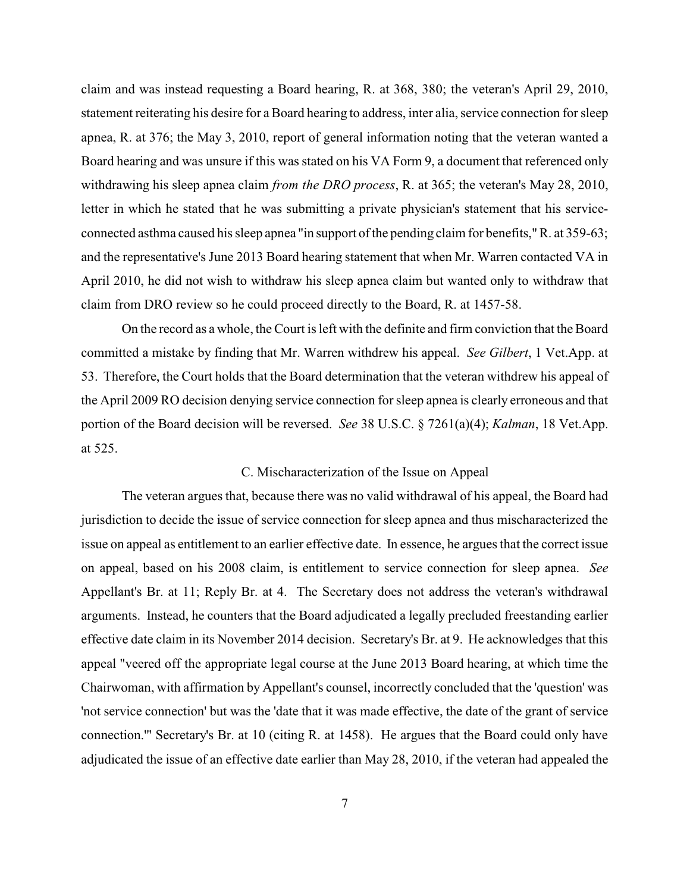claim and was instead requesting a Board hearing, R. at 368, 380; the veteran's April 29, 2010, statement reiterating his desire for a Board hearing to address, inter alia, service connection for sleep apnea, R. at 376; the May 3, 2010, report of general information noting that the veteran wanted a Board hearing and was unsure if this was stated on his VA Form 9, a document that referenced only withdrawing his sleep apnea claim *from the DRO process*, R. at 365; the veteran's May 28, 2010, letter in which he stated that he was submitting a private physician's statement that his service-connected asthma caused his sleep apnea "in support of the pending claim for benefits," R. at 359-63; and the representative's June 2013 Board hearing statement that when Mr. Warren contacted VA in April 2010, he did not wish to withdraw his sleep apnea claim but wanted only to withdraw that claim from DRO review so he could proceed directly to the Board, R. at 1457-58.

On the record as a whole, the Court is left with the definite and firm conviction that the Board committed a mistake by finding that Mr. Warren withdrew his appeal. *See Gilbert*, 1 Vet.App. at 53. Therefore, the Court holds that the Board determination that the veteran withdrew his appeal of the April 2009 RO decision denying service connection for sleep apnea is clearly erroneous and that portion of the Board decision will be reversed. *See* 38 U.S.C. § 7261(a)(4); *Kalman*, 18 Vet.App. at 525.

### C. Mischaracterization of the Issue on Appeal

The veteran argues that, because there was no valid withdrawal of his appeal, the Board had jurisdiction to decide the issue of service connection for sleep apnea and thus mischaracterized the issue on appeal as entitlement to an earlier effective date. In essence, he argues that the correct issue on appeal, based on his 2008 claim, is entitlement to service connection for sleep apnea. *See* Appellant's Br. at 11; Reply Br. at 4. The Secretary does not address the veteran's withdrawal arguments. Instead, he counters that the Board adjudicated a legally precluded freestanding earlier effective date claim in its November 2014 decision. Secretary's Br. at 9. He acknowledges that this appeal "veered off the appropriate legal course at the June 2013 Board hearing, at which time the Chairwoman, with affirmation by Appellant's counsel, incorrectly concluded that the 'question' was 'not service connection' but was the 'date that it was made effective, the date of the grant of service connection.'" Secretary's Br. at 10 (citing R. at 1458). He argues that the Board could only have adjudicated the issue of an effective date earlier than May 28, 2010, if the veteran had appealed the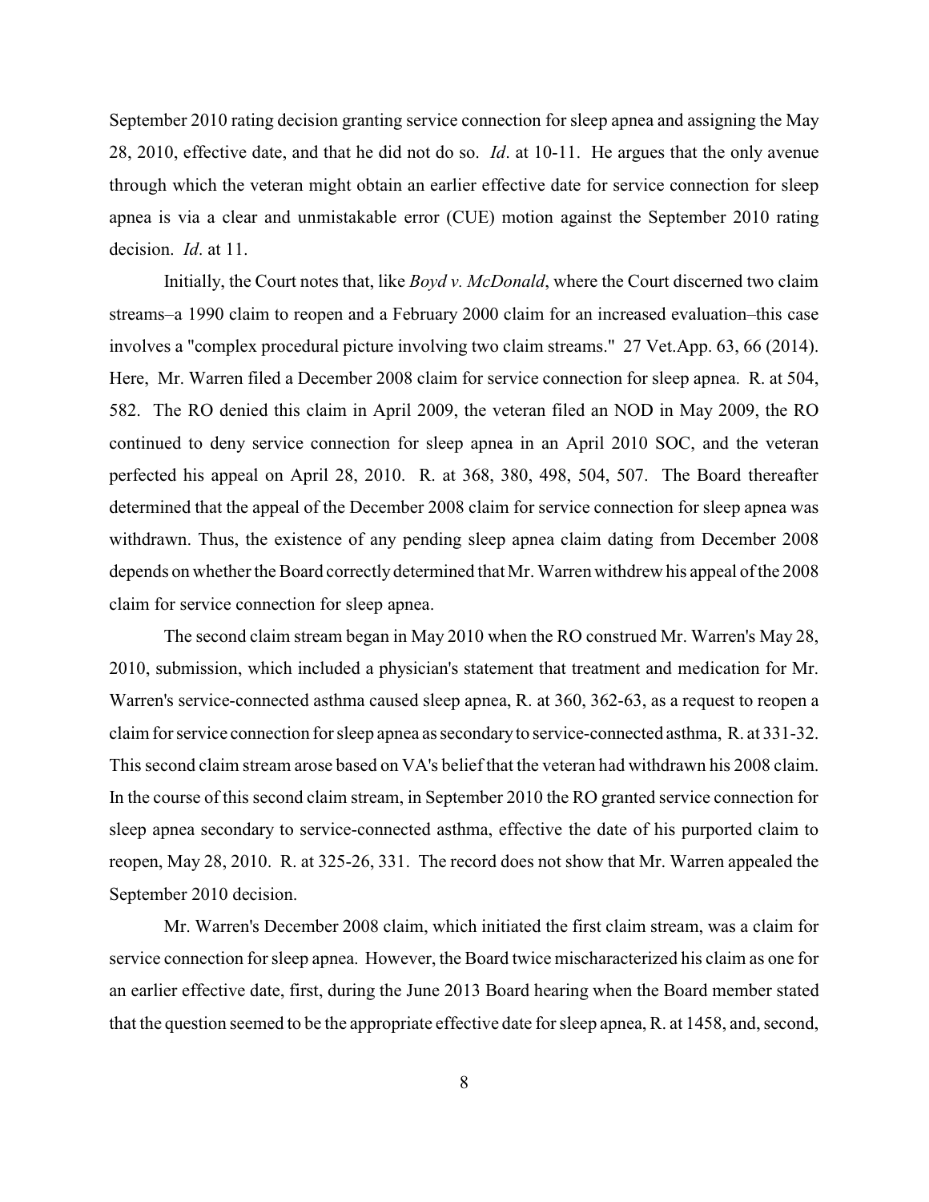September 2010 rating decision granting service connection for sleep apnea and assigning the May 28, 2010, effective date, and that he did not do so. *Id*. at 10-11. He argues that the only avenue through which the veteran might obtain an earlier effective date for service connection for sleep apnea is via a clear and unmistakable error (CUE) motion against the September 2010 rating decision. *Id*. at 11.

Initially, the Court notes that, like *Boyd v. McDonald*, where the Court discerned two claim streams–a 1990 claim to reopen and a February 2000 claim for an increased evaluation–this case involves a "complex procedural picture involving two claim streams." 27 Vet.App. 63, 66 (2014). Here, Mr. Warren filed a December 2008 claim for service connection for sleep apnea. R. at 504, 582. The RO denied this claim in April 2009, the veteran filed an NOD in May 2009, the RO continued to deny service connection for sleep apnea in an April 2010 SOC, and the veteran perfected his appeal on April 28, 2010. R. at 368, 380, 498, 504, 507. The Board thereafter determined that the appeal of the December 2008 claim for service connection for sleep apnea was withdrawn. Thus, the existence of any pending sleep apnea claim dating from December 2008 depends on whether the Board correctly determined that Mr. Warren withdrew his appeal of the 2008 claim for service connection for sleep apnea.

The second claim stream began in May 2010 when the RO construed Mr. Warren's May 28, 2010, submission, which included a physician's statement that treatment and medication for Mr. Warren's service-connected asthma caused sleep apnea, R. at 360, 362-63, as a request to reopen a claim for service connection for sleep apnea as secondary to service-connected asthma, R. at 331-32. This second claim stream arose based on VA's belief that the veteran had withdrawn his 2008 claim. In the course of this second claim stream, in September 2010 the RO granted service connection for sleep apnea secondary to service-connected asthma, effective the date of his purported claim to reopen, May 28, 2010. R. at 325-26, 331. The record does not show that Mr. Warren appealed the September 2010 decision.

Mr. Warren's December 2008 claim, which initiated the first claim stream, was a claim for service connection for sleep apnea. However, the Board twice mischaracterized his claim as one for an earlier effective date, first, during the June 2013 Board hearing when the Board member stated that the question seemed to be the appropriate effective date for sleep apnea, R. at 1458, and, second,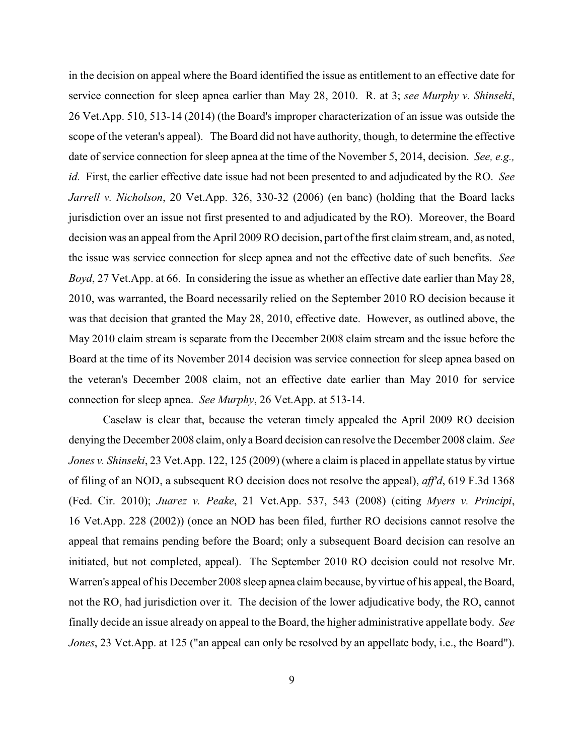in the decision on appeal where the Board identified the issue as entitlement to an effective date for service connection for sleep apnea earlier than May 28, 2010. R. at 3; *see Murphy v. Shinseki*, 26 Vet.App. 510, 513-14 (2014) (the Board's improper characterization of an issue was outside the scope of the veteran's appeal). The Board did not have authority, though, to determine the effective date of service connection for sleep apnea at the time of the November 5, 2014, decision. *See, e.g., id.* First, the earlier effective date issue had not been presented to and adjudicated by the RO. *See Jarrell v. Nicholson*, 20 Vet.App. 326, 330-32 (2006) (en banc) (holding that the Board lacks jurisdiction over an issue not first presented to and adjudicated by the RO). Moreover, the Board decision was an appeal from the April 2009 RO decision, part of the first claim stream, and, as noted, the issue was service connection for sleep apnea and not the effective date of such benefits. *See Boyd*, 27 Vet.App. at 66. In considering the issue as whether an effective date earlier than May 28, 2010, was warranted, the Board necessarily relied on the September 2010 RO decision because it was that decision that granted the May 28, 2010, effective date. However, as outlined above, the May 2010 claim stream is separate from the December 2008 claim stream and the issue before the Board at the time of its November 2014 decision was service connection for sleep apnea based on the veteran's December 2008 claim, not an effective date earlier than May 2010 for service connection for sleep apnea. *See Murphy*, 26 Vet.App. at 513-14.

Caselaw is clear that, because the veteran timely appealed the April 2009 RO decision denying the December 2008 claim, only a Board decision can resolve the December 2008 claim. *See Jones v. Shinseki*, 23 Vet.App. 122, 125 (2009) (where a claim is placed in appellate status by virtue of filing of an NOD, a subsequent RO decision does not resolve the appeal), *aff'd*, 619 F.3d 1368 (Fed. Cir. 2010); *Juarez v. Peake*, 21 Vet.App. 537, 543 (2008) (citing *Myers v. Principi*, 16 Vet.App. 228 (2002)) (once an NOD has been filed, further RO decisions cannot resolve the appeal that remains pending before the Board; only a subsequent Board decision can resolve an initiated, but not completed, appeal). The September 2010 RO decision could not resolve Mr. Warren's appeal of his December 2008 sleep apnea claim because, by virtue of his appeal, the Board, not the RO, had jurisdiction over it. The decision of the lower adjudicative body, the RO, cannot finally decide an issue already on appeal to the Board, the higher administrative appellate body. *See Jones*, 23 Vet.App. at 125 ("an appeal can only be resolved by an appellate body, i.e., the Board").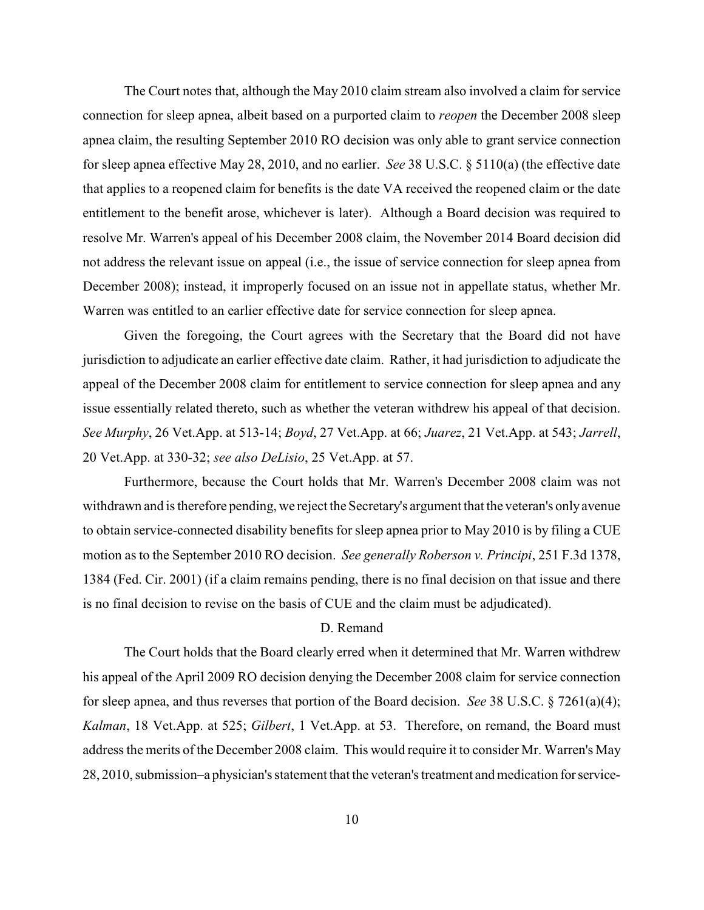The Court notes that, although the May 2010 claim stream also involved a claim for service connection for sleep apnea, albeit based on a purported claim to *reopen* the December 2008 sleep apnea claim, the resulting September 2010 RO decision was only able to grant service connection for sleep apnea effective May 28, 2010, and no earlier. *See* 38 U.S.C. § 5110(a) (the effective date that applies to a reopened claim for benefits is the date VA received the reopened claim or the date entitlement to the benefit arose, whichever is later). Although a Board decision was required to resolve Mr. Warren's appeal of his December 2008 claim, the November 2014 Board decision did not address the relevant issue on appeal (i.e., the issue of service connection for sleep apnea from December 2008); instead, it improperly focused on an issue not in appellate status, whether Mr. Warren was entitled to an earlier effective date for service connection for sleep apnea.

Given the foregoing, the Court agrees with the Secretary that the Board did not have jurisdiction to adjudicate an earlier effective date claim. Rather, it had jurisdiction to adjudicate the appeal of the December 2008 claim for entitlement to service connection for sleep apnea and any issue essentially related thereto, such as whether the veteran withdrew his appeal of that decision. *See Murphy*, 26 Vet.App. at 513-14; *Boyd*, 27 Vet.App. at 66; *Juarez*, 21 Vet.App. at 543; *Jarrell*, 20 Vet.App. at 330-32; *see also DeLisio*, 25 Vet.App. at 57.

Furthermore, because the Court holds that Mr. Warren's December 2008 claim was not withdrawn and is therefore pending, we reject the Secretary's argument that the veteran's only avenue to obtain service-connected disability benefits for sleep apnea prior to May 2010 is by filing a CUE motion as to the September 2010 RO decision. *See generally Roberson v. Principi*, 251 F.3d 1378, 1384 (Fed. Cir. 2001) (if a claim remains pending, there is no final decision on that issue and there is no final decision to revise on the basis of CUE and the claim must be adjudicated).

D. Remand

The Court holds that the Board clearly erred when it determined that Mr. Warren withdrew his appeal of the April 2009 RO decision denying the December 2008 claim for service connection for sleep apnea, and thus reverses that portion of the Board decision. *See* 38 U.S.C. § 7261(a)(4); *Kalman*, 18 Vet.App. at 525; *Gilbert*, 1 Vet.App. at 53. Therefore, on remand, the Board must address the merits of the December 2008 claim. This would require it to consider Mr. Warren's May 28, 2010, submission–a physician's statement that the veteran's treatment and medication for service-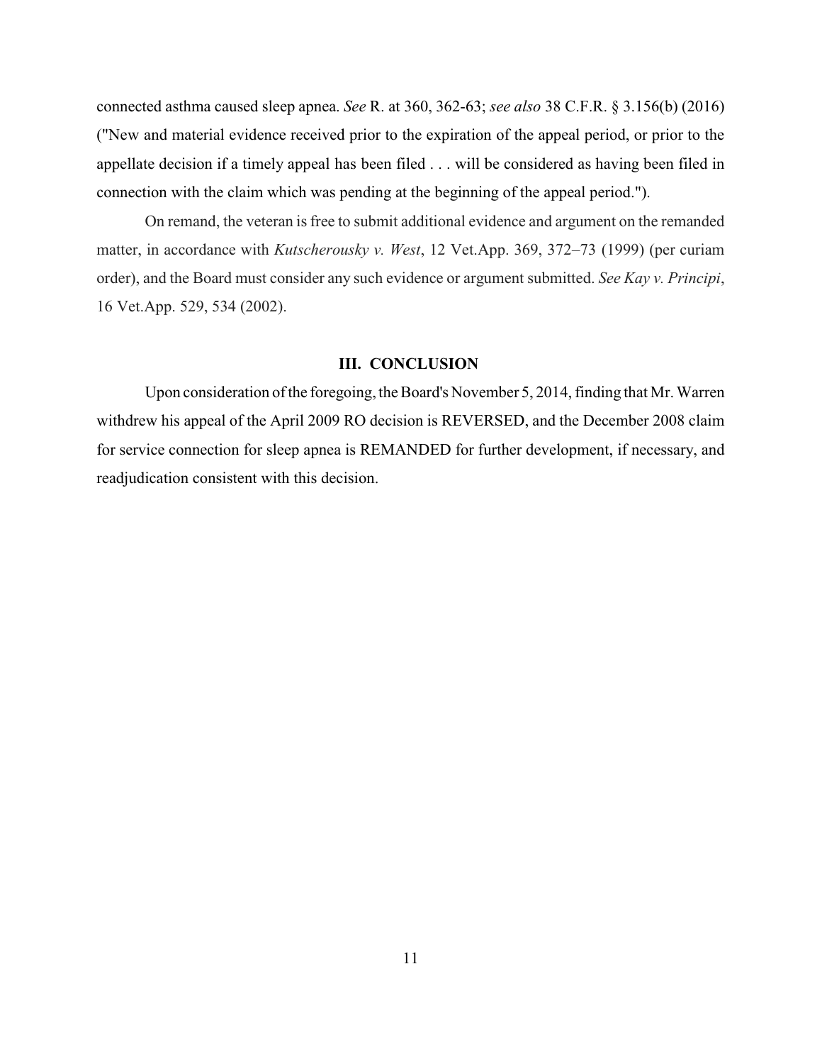connected asthma caused sleep apnea. *See* R. at 360, 362-63; *see also* 38 C.F.R. § 3.156(b) (2016) ("New and material evidence received prior to the expiration of the appeal period, or prior to the appellate decision if a timely appeal has been filed . . . will be considered as having been filed in connection with the claim which was pending at the beginning of the appeal period.").

On remand, the veteran is free to submit additional evidence and argument on the remanded matter, in accordance with *Kutscherousky v. West*, 12 Vet.App. 369, 372–73 (1999) (per curiam order), and the Board must consider any such evidence or argument submitted. *See Kay v. Principi*, 16 Vet.App. 529, 534 (2002).

## III. CONCLUSION

Upon consideration of the foregoing, the Board's November 5, 2014, finding that Mr. Warren withdrew his appeal of the April 2009 RO decision is REVERSED, and the December 2008 claim for service connection for sleep apnea is REMANDED for further development, if necessary, and readjudication consistent with this decision.